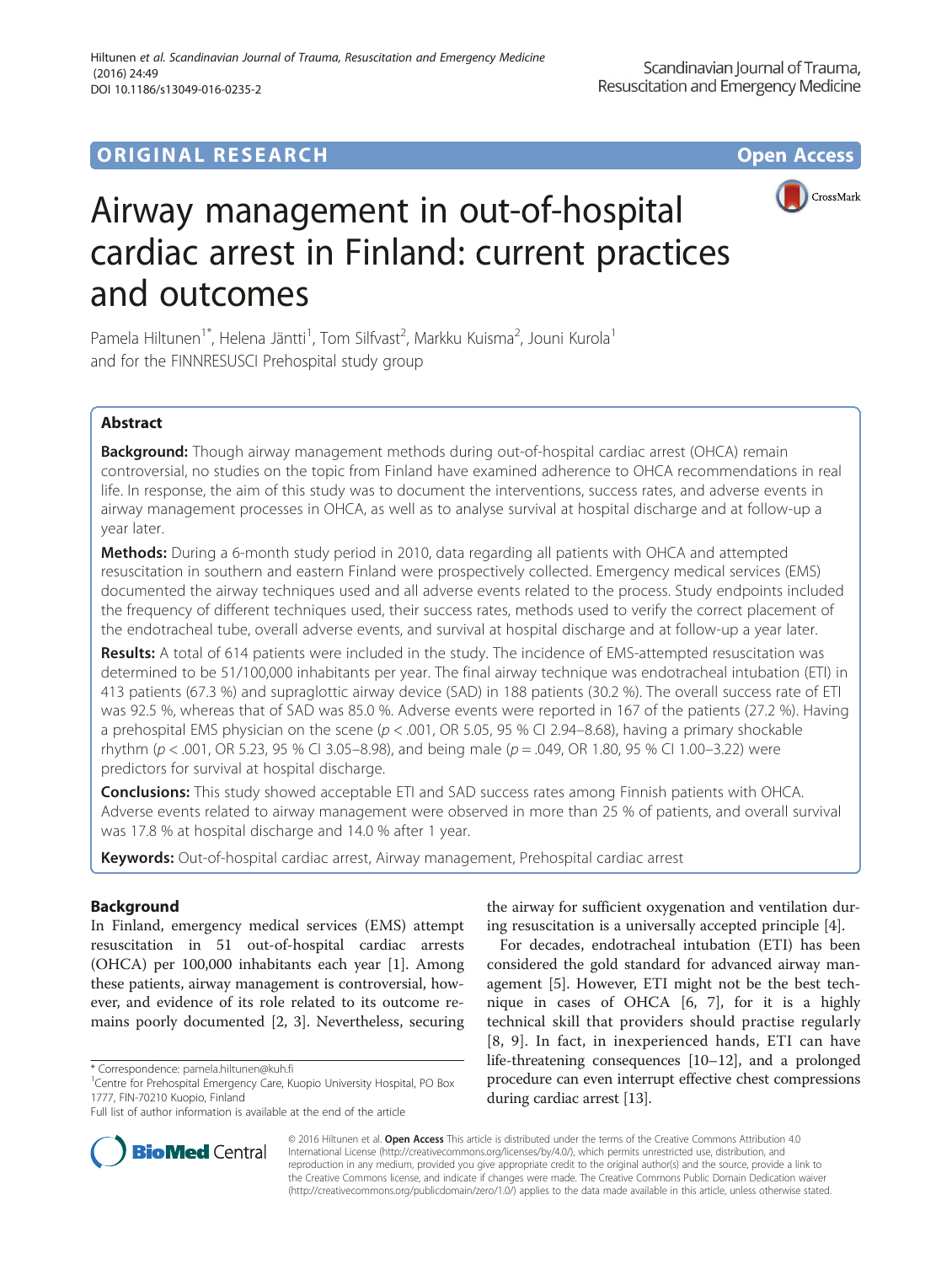ORIGINAL RESEARCH Open Access

# Airway management in out-of-hospital cardiac arrest in Finland: current practices and outcomes

Pamela Hiltunen[1*], Helena Jäntti[1], Tom Silfvast[2], Markku Kuisma[2], Jouni Kurola[1] and for the FINNRESUSCI Prehospital study group

## Abstract

**Background:** Though airway management methods during out-of-hospital cardiac arrest (OHCA) remain controversial, no studies on the topic from Finland have examined adherence to OHCA recommendations in real life. In response, the aim of this study was to document the interventions, success rates, and adverse events in airway management processes in OHCA, as well as to analyse survival at hospital discharge and at follow-up a year later.

**Methods:** During a 6-month study period in 2010, data regarding all patients with OHCA and attempted resuscitation in southern and eastern Finland were prospectively collected. Emergency medical services (EMS) documented the airway techniques used and all adverse events related to the process. Study endpoints included the frequency of different techniques used, their success rates, methods used to verify the correct placement of the endotracheal tube, overall adverse events, and survival at hospital discharge and at follow-up a year later.

**Results:** A total of 614 patients were included in the study. The incidence of EMS-attempted resuscitation was determined to be 51/100,000 inhabitants per year. The final airway technique was endotracheal intubation (ETI) in 413 patients (67.3 %) and supraglottic airway device (SAD) in 188 patients (30.2 %). The overall success rate of ETI was 92.5 %, whereas that of SAD was 85.0 %. Adverse events were reported in 167 of the patients (27.2 %). Having a prehospital EMS physician on the scene ($p < .001$, OR 5.05, 95 % CI 2.94–8.68), having a primary shockable rhythm ($p < .001$, OR 5.23, 95 % CI 3.05–8.98), and being male ($p = .049$, OR 1.80, 95 % CI 1.00–3.22) were predictors for survival at hospital discharge.

**Conclusions:** This study showed acceptable ETI and SAD success rates among Finnish patients with OHCA. Adverse events related to airway management were observed in more than 25 % of patients, and overall survival was 17.8 % at hospital discharge and 14.0 % after 1 year.

**Keywords:** Out-of-hospital cardiac arrest, Airway management, Prehospital cardiac arrest

## Background

In Finland, emergency medical services (EMS) attempt resuscitation in 51 out-of-hospital cardiac arrests (OHCA) per 100,000 inhabitants each year [1]. Among these patients, airway management is controversial, however, and evidence of its role related to its outcome remains poorly documented [2, 3]. Nevertheless, securing the airway for sufficient oxygenation and ventilation during resuscitation is a universally accepted principle [4].

For decades, endotracheal intubation (ETI) has been considered the gold standard for advanced airway management [5]. However, ETI might not be the best technique in cases of OHCA [6, 7], for it is a highly technical skill that providers should practise regularly [8, 9]. In fact, in inexperienced hands, ETI can have life-threatening consequences [10–12], and a prolonged procedure can even interrupt effective chest compressions during cardiac arrest [13].

\* Correspondence: pamela.hiltunen@kuh.fi
[1]Centre for Prehospital Emergency Care, Kuopio University Hospital, PO Box 1777, FIN-70210 Kuopio, Finland
Full list of author information is available at the end of the article

© 2016 Hiltunen et al. **Open Access** This article is distributed under the terms of the Creative Commons Attribution 4.0 International License (http://creativecommons.org/licenses/by/4.0/), which permits unrestricted use, distribution, and reproduction in any medium, provided you give appropriate credit to the original author(s) and the source, provide a link to the Creative Commons license, and indicate if changes were made. The Creative Commons Public Domain Dedication waiver (http://creativecommons.org/publicdomain/zero/1.0/) applies to the data made available in this article, unless otherwise stated.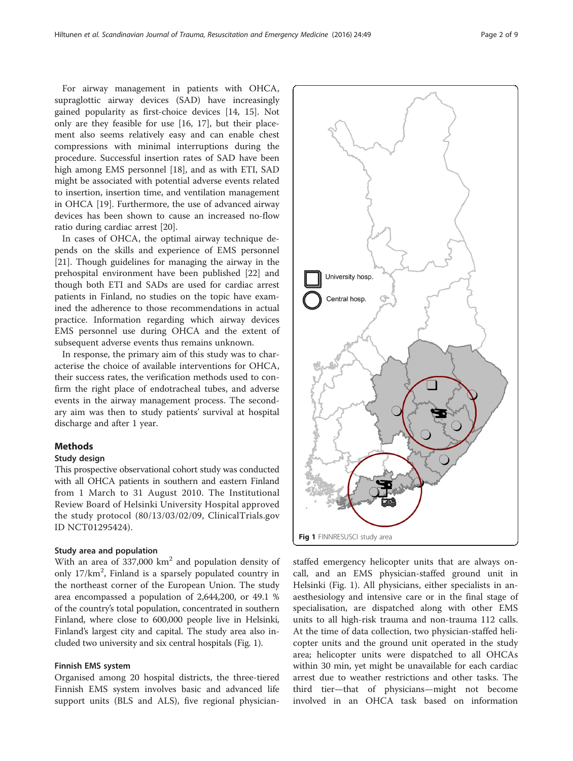For airway management in patients with OHCA, supraglottic airway devices (SAD) have increasingly gained popularity as first-choice devices [14, 15]. Not only are they feasible for use [16, 17], but their placement also seems relatively easy and can enable chest compressions with minimal interruptions during the procedure. Successful insertion rates of SAD have been high among EMS personnel [18], and as with ETI, SAD might be associated with potential adverse events related to insertion, insertion time, and ventilation management in OHCA [19]. Furthermore, the use of advanced airway devices has been shown to cause an increased no-flow ratio during cardiac arrest [20].

In cases of OHCA, the optimal airway technique depends on the skills and experience of EMS personnel [21]. Though guidelines for managing the airway in the prehospital environment have been published [22] and though both ETI and SADs are used for cardiac arrest patients in Finland, no studies on the topic have examined the adherence to those recommendations in actual practice. Information regarding which airway devices EMS personnel use during OHCA and the extent of subsequent adverse events thus remains unknown.

In response, the primary aim of this study was to characterise the choice of available interventions for OHCA, their success rates, the verification methods used to confirm the right place of endotracheal tubes, and adverse events in the airway management process. The secondary aim was then to study patients' survival at hospital discharge and after 1 year.

## Methods

### Study design

This prospective observational cohort study was conducted with all OHCA patients in southern and eastern Finland from 1 March to 31 August 2010. The Institutional Review Board of Helsinki University Hospital approved the study protocol (80/13/03/02/09, ClinicalTrials.gov ID NCT01295424).

### Study area and population

With an area of 337,000 km$^2$ and population density of only 17/km$^2$, Finland is a sparsely populated country in the northeast corner of the European Union. The study area encompassed a population of 2,644,200, or 49.1 % of the country's total population, concentrated in southern Finland, where close to 600,000 people live in Helsinki, Finland's largest city and capital. The study area also included two university and six central hospitals (Fig. 1).

### Finnish EMS system

Organised among 20 hospital districts, the three-tiered Finnish EMS system involves basic and advanced life support units (BLS and ALS), five regional physician-staffed emergency helicopter units that are always on-call, and an EMS physician-staffed ground unit in Helsinki (Fig. 1). All physicians, either specialists in anaesthesiology and intensive care or in the final stage of specialisation, are dispatched along with other EMS units to all high-risk trauma and non-trauma 112 calls. At the time of data collection, two physician-staffed helicopter units and the ground unit operated in the study area; helicopter units were dispatched to all OHCAs within 30 min, yet might be unavailable for each cardiac arrest due to weather restrictions and other tasks. The third tier—that of physicians—might not become involved in an OHCA task based on information

University hosp.

Central hosp.

**Fig 1** FINNRESUSCI study area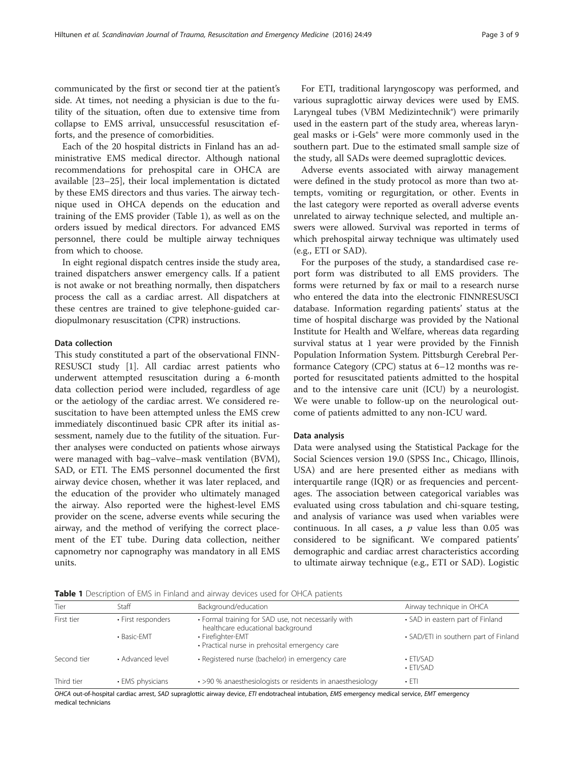communicated by the first or second tier at the patient's side. At times, not needing a physician is due to the futility of the situation, often due to extensive time from collapse to EMS arrival, unsuccessful resuscitation efforts, and the presence of comorbidities.

Each of the 20 hospital districts in Finland has an administrative EMS medical director. Although national recommendations for prehospital care in OHCA are available [23–25], their local implementation is dictated by these EMS directors and thus varies. The airway technique used in OHCA depends on the education and training of the EMS provider (Table 1), as well as on the orders issued by medical directors. For advanced EMS personnel, there could be multiple airway techniques from which to choose.

In eight regional dispatch centres inside the study area, trained dispatchers answer emergency calls. If a patient is not awake or not breathing normally, then dispatchers process the call as a cardiac arrest. All dispatchers at these centres are trained to give telephone-guided cardiopulmonary resuscitation (CPR) instructions.

### Data collection

This study constituted a part of the observational FINNRESUSCI study [1]. All cardiac arrest patients who underwent attempted resuscitation during a 6-month data collection period were included, regardless of age or the aetiology of the cardiac arrest. We considered resuscitation to have been attempted unless the EMS crew immediately discontinued basic CPR after its initial assessment, namely due to the futility of the situation. Further analyses were conducted on patients whose airways were managed with bag–valve–mask ventilation (BVM), SAD, or ETI. The EMS personnel documented the first airway device chosen, whether it was later replaced, and the education of the provider who ultimately managed the airway. Also reported were the highest-level EMS provider on the scene, adverse events while securing the airway, and the method of verifying the correct placement of the ET tube. During data collection, neither capnometry nor capnography was mandatory in all EMS units.

For ETI, traditional laryngoscopy was performed, and various supraglottic airway devices were used by EMS. Laryngeal tubes (VBM Medizintechnik®) were primarily used in the eastern part of the study area, whereas laryngeal masks or i-Gels® were more commonly used in the southern part. Due to the estimated small sample size of the study, all SADs were deemed supraglottic devices.

Adverse events associated with airway management were defined in the study protocol as more than two attempts, vomiting or regurgitation, or other. Events in the last category were reported as overall adverse events unrelated to airway technique selected, and multiple answers were allowed. Survival was reported in terms of which prehospital airway technique was ultimately used (e.g., ETI or SAD).

For the purposes of the study, a standardised case report form was distributed to all EMS providers. The forms were returned by fax or mail to a research nurse who entered the data into the electronic FINNRESUSCI database. Information regarding patients' status at the time of hospital discharge was provided by the National Institute for Health and Welfare, whereas data regarding survival status at 1 year were provided by the Finnish Population Information System. Pittsburgh Cerebral Performance Category (CPC) status at 6–12 months was reported for resuscitated patients admitted to the hospital and to the intensive care unit (ICU) by a neurologist. We were unable to follow-up on the neurological outcome of patients admitted to any non-ICU ward.

### Data analysis

Data were analysed using the Statistical Package for the Social Sciences version 19.0 (SPSS Inc., Chicago, Illinois, USA) and are here presented either as medians with interquartile range (IQR) or as frequencies and percentages. The association between categorical variables was evaluated using cross tabulation and chi-square testing, and analysis of variance was used when variables were continuous. In all cases, a $p$ value less than 0.05 was considered to be significant. We compared patients' demographic and cardiac arrest characteristics according to ultimate airway technique (e.g., ETI or SAD). Logistic

**Table 1** Description of EMS in Finland and airway devices used for OHCA patients

| Tier | Staff | Background/education | Airway technique in OHCA |
|---|---|---|---|
| First tier | • First responders | • Formal training for SAD use, not necessarily with healthcare educational background | • SAD in eastern part of Finland |
| | • Basic-EMT | • Firefighter-EMT<br>• Practical nurse in prehospital emergency care | • SAD/ETI in southern part of Finland |
| Second tier | • Advanced level | • Registered nurse (bachelor) in emergency care | • ETI/SAD<br>• ETI/SAD |
| Third tier | • EMS physicians | • >90 % anaesthesiologists or residents in anaesthesiology | • ETI |

*OHCA* out-of-hospital cardiac arrest, *SAD* supraglottic airway device, *ETI* endotracheal intubation, *EMS* emergency medical service, *EMT* emergency medical technicians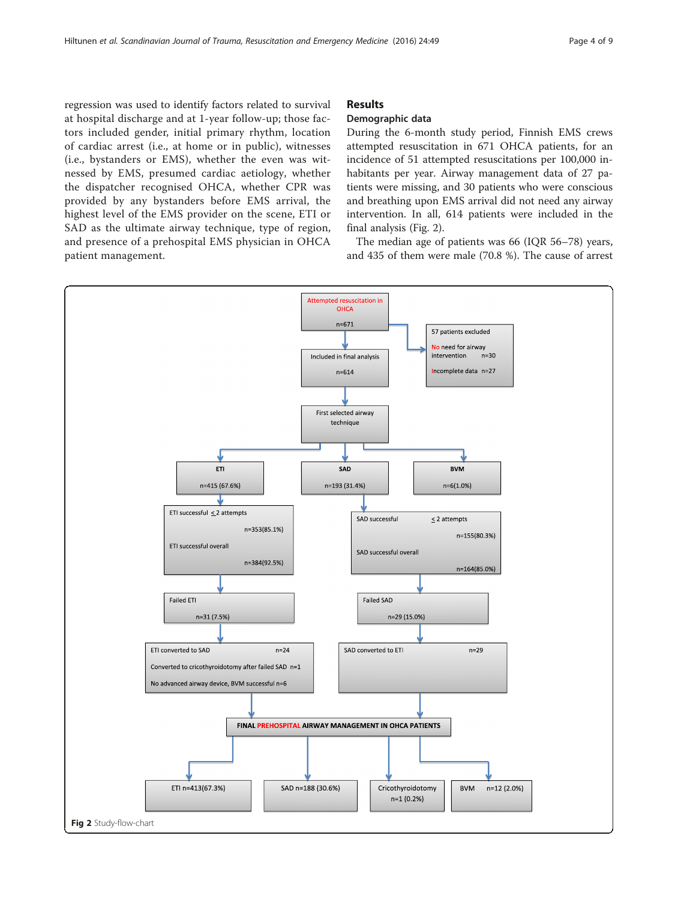regression was used to identify factors related to survival at hospital discharge and at 1-year follow-up; those factors included gender, initial primary rhythm, location of cardiac arrest (i.e., at home or in public), witnesses (i.e., bystanders or EMS), whether the even was witnessed by EMS, presumed cardiac aetiology, whether the dispatcher recognised OHCA, whether CPR was provided by any bystanders before EMS arrival, the highest level of the EMS provider on the scene, ETI or SAD as the ultimate airway technique, type of region, and presence of a prehospital EMS physician in OHCA patient management.

## Results

### Demographic data

During the 6-month study period, Finnish EMS crews attempted resuscitation in 671 OHCA patients, for an incidence of 51 attempted resuscitations per 100,000 inhabitants per year. Airway management data of 27 patients were missing, and 30 patients who were conscious and breathing upon EMS arrival did not need any airway intervention. In all, 614 patients were included in the final analysis (Fig. 2).

The median age of patients was 66 (IQR 56–78) years, and 435 of them were male (70.8 %). The cause of arrest

Attempted resuscitation in OHCA n=671

57 patients excluded
No need for airway intervention n=30
Incomplete data n=27

Included in final analysis n=614

First selected airway technique

ETI n=415 (67.6%)

SAD n=193 (31.4%)

BVM n=6(1.0%)

ETI successful ≤ 2 attempts n=353(85.1%)
ETI successful overall n=384(92.5%)

SAD successful ≤ 2 attempts n=155(80.3%)
SAD successful overall n=164(85.0%)

Failed ETI n=31 (7.5%)

Failed SAD n=29 (15.0%)

ETI converted to SAD n=24
Converted to cricothyroidotomy after failed SAD n=1
No advanced airway device, BVM successful n=6

SAD converted to ETI n=29

FINAL PREHOSPITAL AIRWAY MANAGEMENT IN OHCA PATIENTS

ETI n=413(67.3%)

SAD n=188 (30.6%)

Cricothyroidotomy n=1 (0.2%)

BVM n=12 (2.0%)

**Fig 2** Study-flow-chart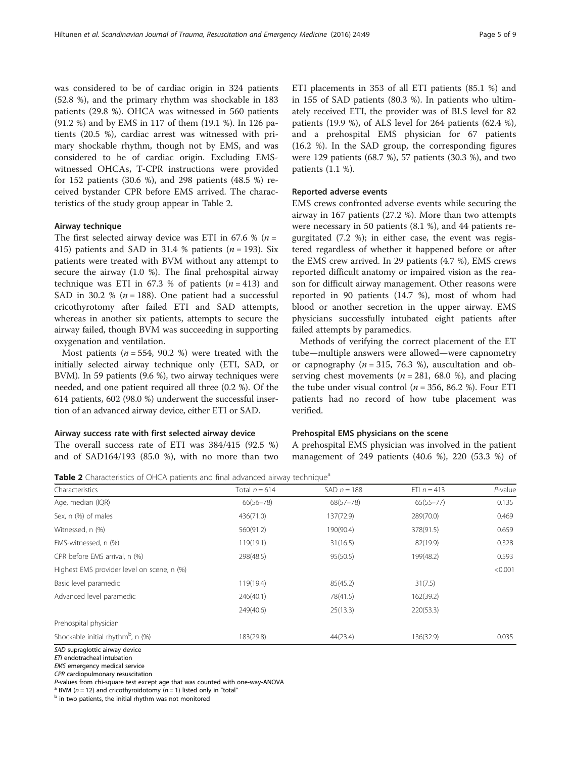was considered to be of cardiac origin in 324 patients (52.8 %), and the primary rhythm was shockable in 183 patients (29.8 %). OHCA was witnessed in 560 patients (91.2 %) and by EMS in 117 of them (19.1 %). In 126 patients (20.5 %), cardiac arrest was witnessed with primary shockable rhythm, though not by EMS, and was considered to be of cardiac origin. Excluding EMS-witnessed OHCAs, T-CPR instructions were provided for 152 patients (30.6 %), and 298 patients (48.5 %) received bystander CPR before EMS arrived. The characteristics of the study group appear in Table 2.

### Airway technique

The first selected airway device was ETI in 67.6 % ($n$ = 415) patients and SAD in 31.4 % patients ($n$ = 193). Six patients were treated with BVM without any attempt to secure the airway (1.0 %). The final prehospital airway technique was ETI in 67.3 % of patients ($n$ = 413) and SAD in 30.2 % ($n$ = 188). One patient had a successful cricothyrotomy after failed ETI and SAD attempts, whereas in another six patients, attempts to secure the airway failed, though BVM was succeeding in supporting oxygenation and ventilation.

Most patients ($n$ = 554, 90.2 %) were treated with the initially selected airway technique only (ETI, SAD, or BVM). In 59 patients (9.6 %), two airway techniques were needed, and one patient required all three (0.2 %). Of the 614 patients, 602 (98.0 %) underwent the successful insertion of an advanced airway device, either ETI or SAD.

### Airway success rate with first selected airway device

The overall success rate of ETI was 384/415 (92.5 %) and of SAD164/193 (85.0 %), with no more than two ETI placements in 353 of all ETI patients (85.1 %) and in 155 of SAD patients (80.3 %). In patients who ultimately received ETI, the provider was of BLS level for 82 patients (19.9 %), of ALS level for 264 patients (62.4 %), and a prehospital EMS physician for 67 patients (16.2 %). In the SAD group, the corresponding figures were 129 patients (68.7 %), 57 patients (30.3 %), and two patients (1.1 %).

### Reported adverse events

EMS crews confronted adverse events while securing the airway in 167 patients (27.2 %). More than two attempts were necessary in 50 patients (8.1 %), and 44 patients regurgitated (7.2 %); in either case, the event was registered regardless of whether it happened before or after the EMS crew arrived. In 29 patients (4.7 %), EMS crews reported difficult anatomy or impaired vision as the reason for difficult airway management. Other reasons were reported in 90 patients (14.7 %), most of whom had blood or another secretion in the upper airway. EMS physicians successfully intubated eight patients after failed attempts by paramedics.

Methods of verifying the correct placement of the ET tube—multiple answers were allowed—were capnometry or capnography ($n$ = 315, 76.3 %), auscultation and observing chest movements ($n$ = 281, 68.0 %), and placing the tube under visual control ($n$ = 356, 86.2 %). Four ETI patients had no record of how tube placement was verified.

### Prehospital EMS physicians on the scene

A prehospital EMS physician was involved in the patient management of 249 patients (40.6 %), 220 (53.3 %) of

**Table 2** Characteristics of OHCA patients and final advanced airway technique[a]

| Characteristics | Total $n = 614$ | SAD $n = 188$ | ETI $n = 413$ | $P$-value |
|---|---|---|---|---|
| Age, median (IQR) | 66(56–78) | 68(57–78) | 65(55–77) | 0.135 |
| Sex, n (%) of males | 436(71.0) | 137(72.9) | 289(70.0) | 0.469 |
| Witnessed, n (%) | 560(91.2) | 190(90.4) | 378(91.5) | 0.659 |
| EMS-witnessed, n (%) | 119(19.1) | 31(16.5) | 82(19.9) | 0.328 |
| CPR before EMS arrival, n (%) | 298(48.5) | 95(50.5) | 199(48.2) | 0.593 |
| Highest EMS provider level on scene, n (%) | | | | <0.001 |
| Basic level paramedic | 119(19.4) | 85(45.2) | 31(7.5) | |
| Advanced level paramedic | 246(40.1) | 78(41.5) | 162(39.2) | |
| | 249(40.6) | 25(13.3) | 220(53.3) | |
| Prehospital physician | | | | |
| Shockable initial rhythm[b], n (%) | 183(29.8) | 44(23.4) | 136(32.9) | 0.035 |

*SAD* supraglottic airway device
*ETI* endotracheal intubation
*EMS* emergency medical service
*CPR* cardiopulmonary resuscitation
*P*-values from chi-square test except age that was counted with one-way-ANOVA
[a] BVM ($n$ = 12) and cricothyroidotomy ($n$ = 1) listed only in "total"
[b] in two patients, the initial rhythm was not monitored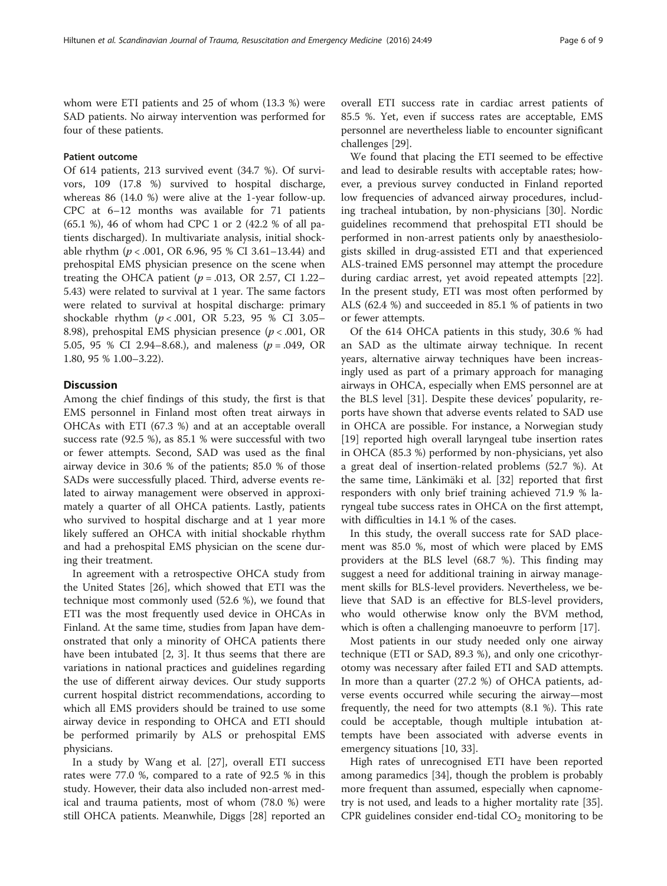whom were ETI patients and 25 of whom (13.3 %) were SAD patients. No airway intervention was performed for four of these patients.

### Patient outcome

Of 614 patients, 213 survived event (34.7 %). Of survivors, 109 (17.8 %) survived to hospital discharge, whereas 86 (14.0 %) were alive at the 1-year follow-up. CPC at 6–12 months was available for 71 patients (65.1 %), 46 of whom had CPC 1 or 2 (42.2 % of all patients discharged). In multivariate analysis, initial shockable rhythm ($p < .001$, OR 6.96, 95 % CI 3.61–13.44) and prehospital EMS physician presence on the scene when treating the OHCA patient ($p = .013$, OR 2.57, CI 1.22–5.43) were related to survival at 1 year. The same factors were related to survival at hospital discharge: primary shockable rhythm ($p < .001$, OR 5.23, 95 % CI 3.05–8.98), prehospital EMS physician presence ($p < .001$, OR 5.05, 95 % CI 2.94–8.68.), and maleness ($p = .049$, OR 1.80, 95 % 1.00–3.22).

## Discussion

Among the chief findings of this study, the first is that EMS personnel in Finland most often treat airways in OHCAs with ETI (67.3 %) and at an acceptable overall success rate (92.5 %), as 85.1 % were successful with two or fewer attempts. Second, SAD was used as the final airway device in 30.6 % of the patients; 85.0 % of those SADs were successfully placed. Third, adverse events related to airway management were observed in approximately a quarter of all OHCA patients. Lastly, patients who survived to hospital discharge and at 1 year more likely suffered an OHCA with initial shockable rhythm and had a prehospital EMS physician on the scene during their treatment.

In agreement with a retrospective OHCA study from the United States [26], which showed that ETI was the technique most commonly used (52.6 %), we found that ETI was the most frequently used device in OHCAs in Finland. At the same time, studies from Japan have demonstrated that only a minority of OHCA patients there have been intubated [2, 3]. It thus seems that there are variations in national practices and guidelines regarding the use of different airway devices. Our study supports current hospital district recommendations, according to which all EMS providers should be trained to use some airway device in responding to OHCA and ETI should be performed primarily by ALS or prehospital EMS physicians.

In a study by Wang et al. [27], overall ETI success rates were 77.0 %, compared to a rate of 92.5 % in this study. However, their data also included non-arrest medical and trauma patients, most of whom (78.0 %) were still OHCA patients. Meanwhile, Diggs [28] reported an overall ETI success rate in cardiac arrest patients of 85.5 %. Yet, even if success rates are acceptable, EMS personnel are nevertheless liable to encounter significant challenges [29].

We found that placing the ETI seemed to be effective and lead to desirable results with acceptable rates; however, a previous survey conducted in Finland reported low frequencies of advanced airway procedures, including tracheal intubation, by non-physicians [30]. Nordic guidelines recommend that prehospital ETI should be performed in non-arrest patients only by anaesthesiologists skilled in drug-assisted ETI and that experienced ALS-trained EMS personnel may attempt the procedure during cardiac arrest, yet avoid repeated attempts [22]. In the present study, ETI was most often performed by ALS (62.4 %) and succeeded in 85.1 % of patients in two or fewer attempts.

Of the 614 OHCA patients in this study, 30.6 % had an SAD as the ultimate airway technique. In recent years, alternative airway techniques have been increasingly used as part of a primary approach for managing airways in OHCA, especially when EMS personnel are at the BLS level [31]. Despite these devices' popularity, reports have shown that adverse events related to SAD use in OHCA are possible. For instance, a Norwegian study [19] reported high overall laryngeal tube insertion rates in OHCA (85.3 %) performed by non-physicians, yet also a great deal of insertion-related problems (52.7 %). At the same time, Länkimäki et al. [32] reported that first responders with only brief training achieved 71.9 % laryngeal tube success rates in OHCA on the first attempt, with difficulties in 14.1 % of the cases.

In this study, the overall success rate for SAD placement was 85.0 %, most of which were placed by EMS providers at the BLS level (68.7 %). This finding may suggest a need for additional training in airway management skills for BLS-level providers. Nevertheless, we believe that SAD is an effective for BLS-level providers, who would otherwise know only the BVM method, which is often a challenging manoeuvre to perform [17].

Most patients in our study needed only one airway technique (ETI or SAD, 89.3 %), and only one cricothyrotomy was necessary after failed ETI and SAD attempts. In more than a quarter (27.2 %) of OHCA patients, adverse events occurred while securing the airway—most frequently, the need for two attempts (8.1 %). This rate could be acceptable, though multiple intubation attempts have been associated with adverse events in emergency situations [10, 33].

High rates of unrecognised ETI have been reported among paramedics [34], though the problem is probably more frequent than assumed, especially when capnometry is not used, and leads to a higher mortality rate [35]. CPR guidelines consider end-tidal $CO_2$ monitoring to be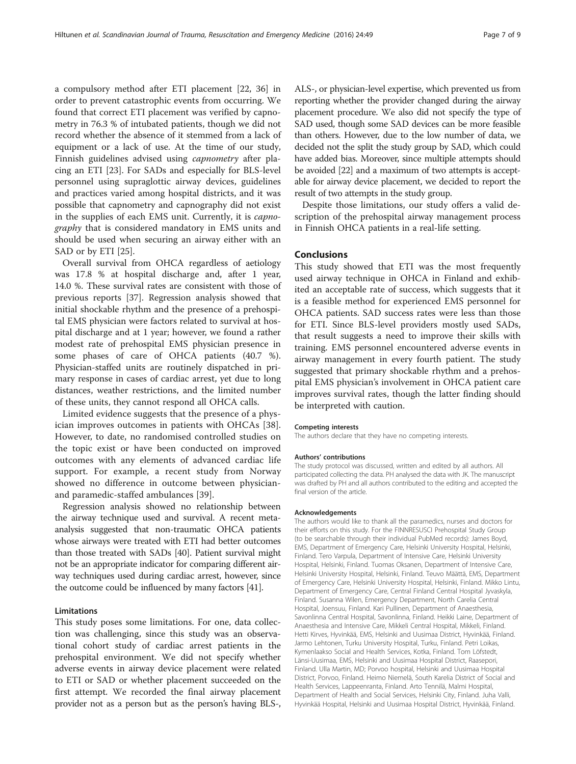a compulsory method after ETI placement [22, 36] in order to prevent catastrophic events from occurring. We found that correct ETI placement was verified by capnometry in 76.3 % of intubated patients, though we did not record whether the absence of it stemmed from a lack of equipment or a lack of use. At the time of our study, Finnish guidelines advised using *capnometry* after placing an ETI [23]. For SADs and especially for BLS-level personnel using supraglottic airway devices, guidelines and practices varied among hospital districts, and it was possible that capnometry and capnography did not exist in the supplies of each EMS unit. Currently, it is *capnography* that is considered mandatory in EMS units and should be used when securing an airway either with an SAD or by ETI [25].

Overall survival from OHCA regardless of aetiology was 17.8 % at hospital discharge and, after 1 year, 14.0 %. These survival rates are consistent with those of previous reports [37]. Regression analysis showed that initial shockable rhythm and the presence of a prehospital EMS physician were factors related to survival at hospital discharge and at 1 year; however, we found a rather modest rate of prehospital EMS physician presence in some phases of care of OHCA patients (40.7 %). Physician-staffed units are routinely dispatched in primary response in cases of cardiac arrest, yet due to long distances, weather restrictions, and the limited number of these units, they cannot respond all OHCA calls.

Limited evidence suggests that the presence of a physician improves outcomes in patients with OHCAs [38]. However, to date, no randomised controlled studies on the topic exist or have been conducted on improved outcomes with any elements of advanced cardiac life support. For example, a recent study from Norway showed no difference in outcome between physician- and paramedic-staffed ambulances [39].

Regression analysis showed no relationship between the airway technique used and survival. A recent meta-analysis suggested that non-traumatic OHCA patients whose airways were treated with ETI had better outcomes than those treated with SADs [40]. Patient survival might not be an appropriate indicator for comparing different airway techniques used during cardiac arrest, however, since the outcome could be influenced by many factors [41].

### Limitations

This study poses some limitations. For one, data collection was challenging, since this study was an observational cohort study of cardiac arrest patients in the prehospital environment. We did not specify whether adverse events in airway device placement were related to ETI or SAD or whether placement succeeded on the first attempt. We recorded the final airway placement provider not as a person but as the person's having BLS-, ALS-, or physician-level expertise, which prevented us from reporting whether the provider changed during the airway placement procedure. We also did not specify the type of SAD used, though some SAD devices can be more feasible than others. However, due to the low number of data, we decided not the split the study group by SAD, which could have added bias. Moreover, since multiple attempts should be avoided [22] and a maximum of two attempts is acceptable for airway device placement, we decided to report the result of two attempts in the study group.

Despite those limitations, our study offers a valid description of the prehospital airway management process in Finnish OHCA patients in a real-life setting.

## Conclusions

This study showed that ETI was the most frequently used airway technique in OHCA in Finland and exhibited an acceptable rate of success, which suggests that it is a feasible method for experienced EMS personnel for OHCA patients. SAD success rates were less than those for ETI. Since BLS-level providers mostly used SADs, that result suggests a need to improve their skills with training. EMS personnel encountered adverse events in airway management in every fourth patient. The study suggested that primary shockable rhythm and a prehospital EMS physician's involvement in OHCA patient care improves survival rates, though the latter finding should be interpreted with caution.

#### Competing interests

The authors declare that they have no competing interests.

#### Authors' contributions

The study protocol was discussed, written and edited by all authors. All participated collecting the data. PH analysed the data with JK. The manuscript was drafted by PH and all authors contributed to the editing and accepted the final version of the article.

#### Acknowledgements

The authors would like to thank all the paramedics, nurses and doctors for their efforts on this study. For the FINNRESUSCI Prehospital Study Group (to be searchable through their individual PubMed records): James Boyd, EMS, Department of Emergency Care, Helsinki University Hospital, Helsinki, Finland. Tero Varpula, Department of Intensive Care, Helsinki University Hospital, Helsinki, Finland. Tuomas Oksanen, Department of Intensive Care, Helsinki University Hospital, Helsinki, Finland. Teuvo Määttä, EMS, Department of Emergency Care, Helsinki University Hospital, Helsinki, Finland. Mikko Lintu, Department of Emergency Care, Central Finland Central Hospital Jyvaskyla, Finland. Susanna Wilen, Emergency Department, North Carelia Central Hospital, Joensuu, Finland. Kari Pullinen, Department of Anaesthesia, Savonlinna Central Hospital, Savonlinna, Finland. Heikki Laine, Department of Anaesthesia and Intensive Care, Mikkeli Central Hospital, Mikkeli, Finland. Hetti Kirves, Hyvinkää, EMS, Helsinki and Uusimaa District, Hyvinkää, Finland. Jarmo Lehtonen, Turku University Hospital, Turku, Finland. Petri Loikas, Kymenlaakso Social and Health Services, Kotka, Finland. Tom Löfstedt, Länsi-Uusimaa, EMS, Helsinki and Uusimaa Hospital District, Raasepori, Finland. Ulla Martin, MD; Porvoo hospital, Helsinki and Uusimaa Hospital District, Porvoo, Finland. Heimo Niemelä, South Karelia District of Social and Health Services, Lappeenranta, Finland. Arto Tennilä, Malmi Hospital, Department of Health and Social Services, Helsinki City, Finland. Juha Valli, Hyvinkää Hospital, Helsinki and Uusimaa Hospital District, Hyvinkää, Finland.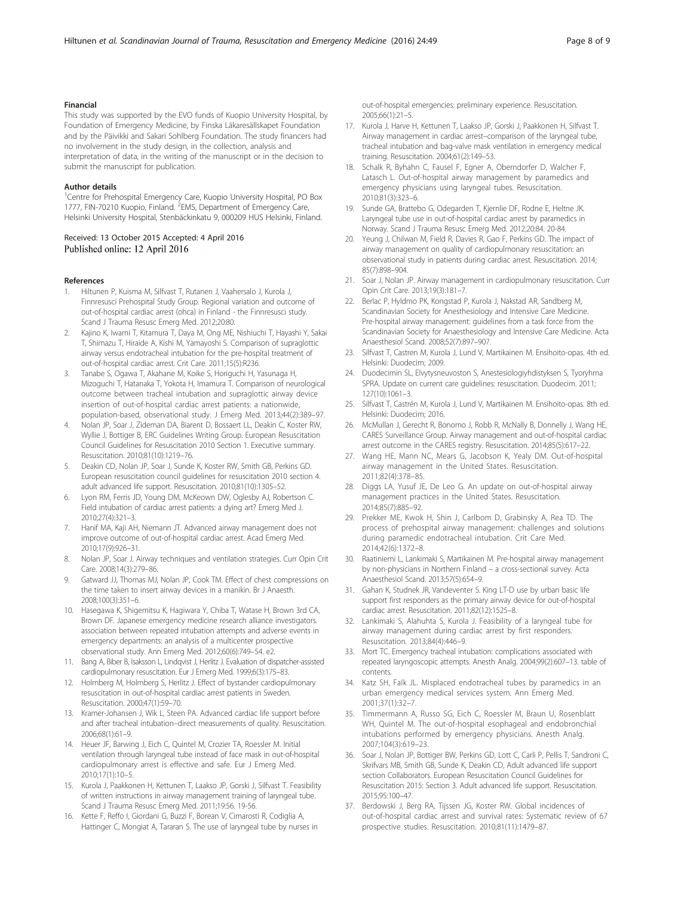### Financial

This study was supported by the EVO funds of Kuopio University Hospital, by Foundation of Emergency Medicine, by Finska Läkaresällskapet Foundation and by the Päivikki and Sakari Sohlberg Foundation. The study financers had no involvement in the study design, in the collection, analysis and interpretation of data, in the writing of the manuscript or in the decision to submit the manuscript for publication.

### Author details

[1]Centre for Prehospital Emergency Care, Kuopio University Hospital, PO Box 1777, FIN-70210 Kuopio, Finland. [2]EMS, Department of Emergency Care, Helsinki University Hospital, Stenbäckinkatu 9, 000209 HUS Helsinki, Finland.

Received: 13 October 2015 Accepted: 4 April 2016
Published online: 12 April 2016

### References

1. Hiltunen P, Kuisma M, Silfvast T, Rutanen J, Vaahersalo J, Kurola J, Finnresusci Prehospital Study Group. Regional variation and outcome of out-of-hospital cardiac arrest (ohca) in Finland - the Finnresusci study. Scand J Trauma Resusc Emerg Med. 2012;20:80.
2. Kajino K, Iwami T, Kitamura T, Daya M, Ong ME, Nishiuchi T, Hayashi Y, Sakai T, Shimazu T, Hiraide A, Kishi M, Yamayoshi S. Comparison of supraglottic airway versus endotracheal intubation for the pre-hospital treatment of out-of-hospital cardiac arrest. Crit Care. 2011;15(5):R236.
3. Tanabe S, Ogawa T, Akahane M, Koike S, Horiguchi H, Yasunaga H, Mizoguchi T, Hatanaka T, Yokota H, Imamura T. Comparison of neurological outcome between tracheal intubation and supraglottic airway device insertion of out-of-hospital cardiac arrest patients: a nationwide, population-based, observational study. J Emerg Med. 2013;44(2):389–97.
4. Nolan JP, Soar J, Zideman DA, Biarent D, Bossaert LL, Deakin C, Koster RW, Wyllie J, Bottiger B, ERC Guidelines Writing Group. European Resuscitation Council Guidelines for Resuscitation 2010 Section 1. Executive summary. Resuscitation. 2010;81(10):1219–76.
5. Deakin CD, Nolan JP, Soar J, Sunde K, Koster RW, Smith GB, Perkins GD. European resuscitation council guidelines for resuscitation 2010 section 4. adult advanced life support. Resuscitation. 2010;81(10):1305–52.
6. Lyon RM, Ferris JD, Young DM, McKeown DW, Oglesby AJ, Robertson C. Field intubation of cardiac arrest patients: a dying art? Emerg Med J. 2010;27(4):321–3.
7. Hanif MA, Kaji AH, Niemann JT. Advanced airway management does not improve outcome of out-of-hospital cardiac arrest. Acad Emerg Med. 2010;17(9):926–31.
8. Nolan JP, Soar J. Airway techniques and ventilation strategies. Curr Opin Crit Care. 2008;14(3):279–86.
9. Gatward JJ, Thomas MJ, Nolan JP, Cook TM. Effect of chest compressions on the time taken to insert airway devices in a manikin. Br J Anaesth. 2008;100(3):351–6.
10. Hasegawa K, Shigemitsu K, Hagiwara Y, Chiba T, Watase H, Brown 3rd CA, Brown DF. Japanese emergency medicine research alliance investigators. association between repeated intubation attempts and adverse events in emergency departments: an analysis of a multicenter prospective observational study. Ann Emerg Med. 2012;60(6):749–54. e2.
11. Bang A, Biber B, Isaksson L, Lindqvist J, Herlitz J. Evaluation of dispatcher-assisted cardiopulmonary resuscitation. Eur J Emerg Med. 1999;6(3):175–83.
12. Holmberg M, Holmberg S, Herlitz J. Effect of bystander cardiopulmonary resuscitation in out-of-hospital cardiac arrest patients in Sweden. Resuscitation. 2000;47(1):59–70.
13. Kramer-Johansen J, Wik L, Steen PA. Advanced cardiac life support before and after tracheal intubation–direct measurements of quality. Resuscitation. 2006;68(1):61–9.
14. Heuer JF, Barwing J, Eich C, Quintel M, Crozier TA, Roessler M. Initial ventilation through laryngeal tube instead of face mask in out-of-hospital cardiopulmonary arrest is effective and safe. Eur J Emerg Med. 2010;17(1):10–5.
15. Kurola J, Paakkonen H, Kettunen T, Laakso JP, Gorski J, Silfvast T. Feasibility of written instructions in airway management training of laryngeal tube. Scand J Trauma Resusc Emerg Med. 2011;19:56. 19-56.
16. Kette F, Reffo I, Giordani G, Buzzi F, Borean V, Cimarosti R, Codiglia A, Hattinger C, Mongiat A, Tararan S. The use of laryngeal tube by nurses in out-of-hospital emergencies: preliminary experience. Resuscitation. 2005;66(1):21–5.
17. Kurola J, Harve H, Kettunen T, Laakso JP, Gorski J, Paakkonen H, Silfvast T. Airway management in cardiac arrest–comparison of the laryngeal tube, tracheal intubation and bag-valve mask ventilation in emergency medical training. Resuscitation. 2004;61(2):149–53.
18. Schalk R, Byhahn C, Fausel F, Egner A, Oberndorfer D, Walcher F, Latasch L. Out-of-hospital airway management by paramedics and emergency physicians using laryngeal tubes. Resuscitation. 2010;81(3):323–6.
19. Sunde GA, Brattebo G, Odegarden T, Kjernlie DF, Rodne E, Heltne JK. Laryngeal tube use in out-of-hospital cardiac arrest by paramedics in Norway. Scand J Trauma Resusc Emerg Med. 2012;20:84. 20-84.
20. Yeung J, Chilwan M, Field R, Davies R, Gao F, Perkins GD. The impact of airway management on quality of cardiopulmonary resuscitation: an observational study in patients during cardiac arrest. Resuscitation. 2014; 85(7):898–904.
21. Soar J, Nolan JP. Airway management in cardiopulmonary resuscitation. Curr Opin Crit Care. 2013;19(3):181–7.
22. Berlac P, Hyldmo PK, Kongstad P, Kurola J, Nakstad AR, Sandberg M, Scandinavian Society for Anesthesiology and Intensive Care Medicine. Pre-hospital airway management: guidelines from a task force from the Scandinavian Society for Anaesthesiology and Intensive Care Medicine. Acta Anaesthesiol Scand. 2008;52(7):897–907.
23. Silfvast T, Castren M, Kurola J, Lund V, Martikainen M. Ensihoito-opas. 4th ed. Helsinki: Duodecim; 2009.
24. Duodecimin SL, Elvytysneuvoston S, Anestesiologiyhdistyksen S, Tyoryhma SPRA. Update on current care guidelines: resuscitation. Duodecim. 2011; 127(10):1061–3.
25. Silfvast T, Castrén M, Kurola J, Lund V, Martikainen M. Ensihoito-opas. 8th ed. Helsinki: Duodecim; 2016.
26. McMullan J, Gerecht R, Bonomo J, Robb R, McNally B, Donnelly J, Wang HE, CARES Surveillance Group. Airway management and out-of-hospital cardiac arrest outcome in the CARES registry. Resuscitation. 2014;85(5):617–22.
27. Wang HE, Mann NC, Mears G, Jacobson K, Yealy DM. Out-of-hospital airway management in the United States. Resuscitation. 2011;82(4):378–85.
28. Diggs LA, Yusuf JE, De Leo G. An update on out-of-hospital airway management practices in the United States. Resuscitation. 2014;85(7):885–92.
29. Prekker ME, Kwok H, Shin J, Carlbom D, Grabinsky A, Rea TD. The process of prehospital airway management: challenges and solutions during paramedic endotracheal intubation. Crit Care Med. 2014;42(6):1372–8.
30. Raatiniemi L, Lankimaki S, Martikainen M. Pre-hospital airway management by non-physicians in Northern Finland – a cross-sectional survey. Acta Anaesthesiol Scand. 2013;57(5):654–9.
31. Gahan K, Studnek JR, Vandeventer S. King LT-D use by urban basic life support first responders as the primary airway device for out-of-hospital cardiac arrest. Resuscitation. 2011;82(12):1525–8.
32. Lankimaki S, Alahuhta S, Kurola J. Feasibility of a laryngeal tube for airway management during cardiac arrest by first responders. Resuscitation. 2013;84(4):446–9.
33. Mort TC. Emergency tracheal intubation: complications associated with repeated laryngoscopic attempts. Anesth Analg. 2004;99(2):607–13. table of contents.
34. Katz SH, Falk JL. Misplaced endotracheal tubes by paramedics in an urban emergency medical services system. Ann Emerg Med. 2001;37(1):32–7.
35. Timmermann A, Russo SG, Eich C, Roessler M, Braun U, Rosenblatt WH, Quintel M. The out-of-hospital esophageal and endobronchial intubations performed by emergency physicians. Anesth Analg. 2007;104(3):619–23.
36. Soar J, Nolan JP, Bottiger BW, Perkins GD, Lott C, Carli P, Pellis T, Sandroni C, Skrifvars MB, Smith GB, Sunde K, Deakin CD, Adult advanced life support section Collaborators. European Resuscitation Council Guidelines for Resuscitation 2015: Section 3. Adult advanced life support. Resuscitation. 2015;95:100–47.
37. Berdowski J, Berg RA, Tijssen JG, Koster RW. Global incidences of out-of-hospital cardiac arrest and survival rates: Systematic review of 67 prospective studies. Resuscitation. 2010;81(11):1479–87.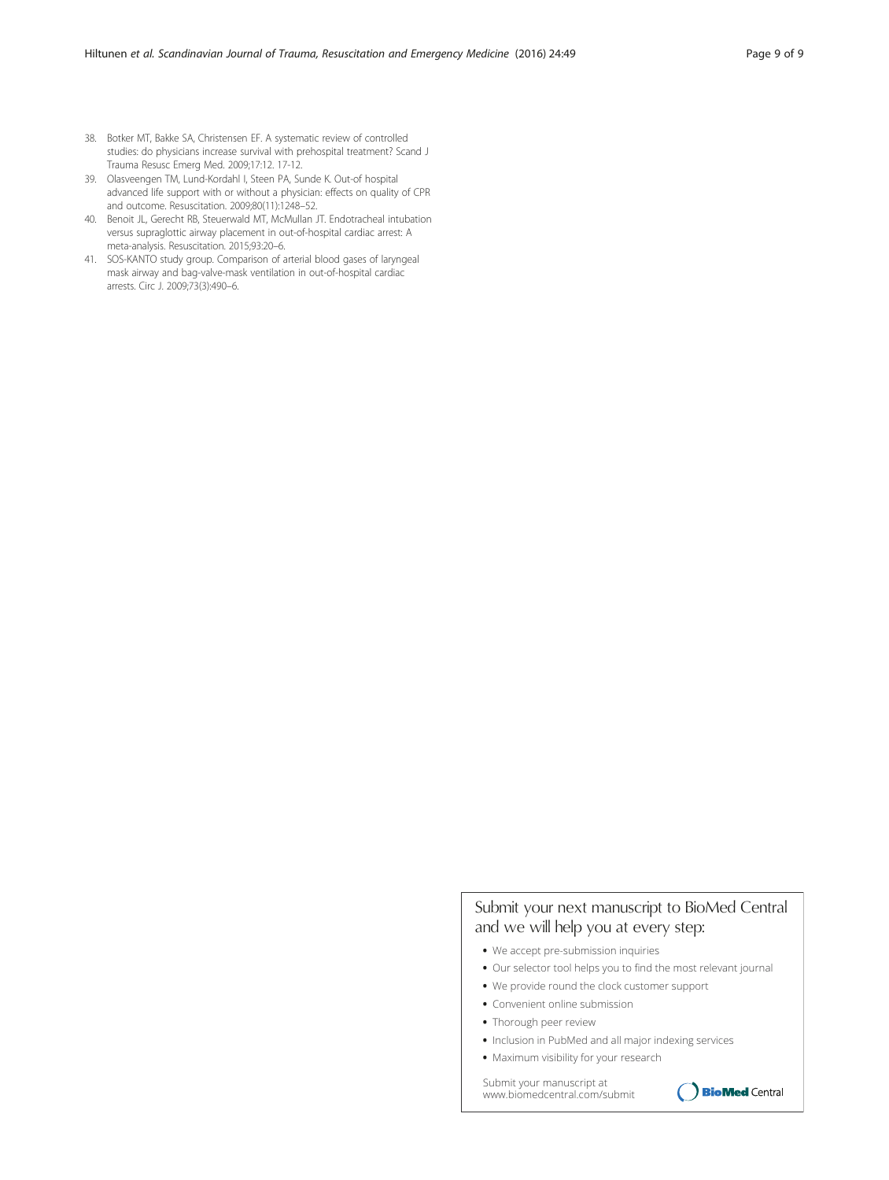38. Botker MT, Bakke SA, Christensen EF. A systematic review of controlled studies: do physicians increase survival with prehospital treatment? Scand J Trauma Resusc Emerg Med. 2009;17:12. 17-12.
39. Olasveengen TM, Lund-Kordahl I, Steen PA, Sunde K. Out-of hospital advanced life support with or without a physician: effects on quality of CPR and outcome. Resuscitation. 2009;80(11):1248–52.
40. Benoit JL, Gerecht RB, Steuerwald MT, McMullan JT. Endotracheal intubation versus supraglottic airway placement in out-of-hospital cardiac arrest: A meta-analysis. Resuscitation. 2015;93:20–6.
41. SOS-KANTO study group. Comparison of arterial blood gases of laryngeal mask airway and bag-valve-mask ventilation in out-of-hospital cardiac arrests. Circ J. 2009;73(3):490–6.

Submit your next manuscript to BioMed Central and we will help you at every step:

- We accept pre-submission inquiries
- Our selector tool helps you to find the most relevant journal
- We provide round the clock customer support
- Convenient online submission
- Thorough peer review
- Inclusion in PubMed and all major indexing services
- Maximum visibility for your research

Submit your manuscript at www.biomedcentral.com/submit

BioMed Central